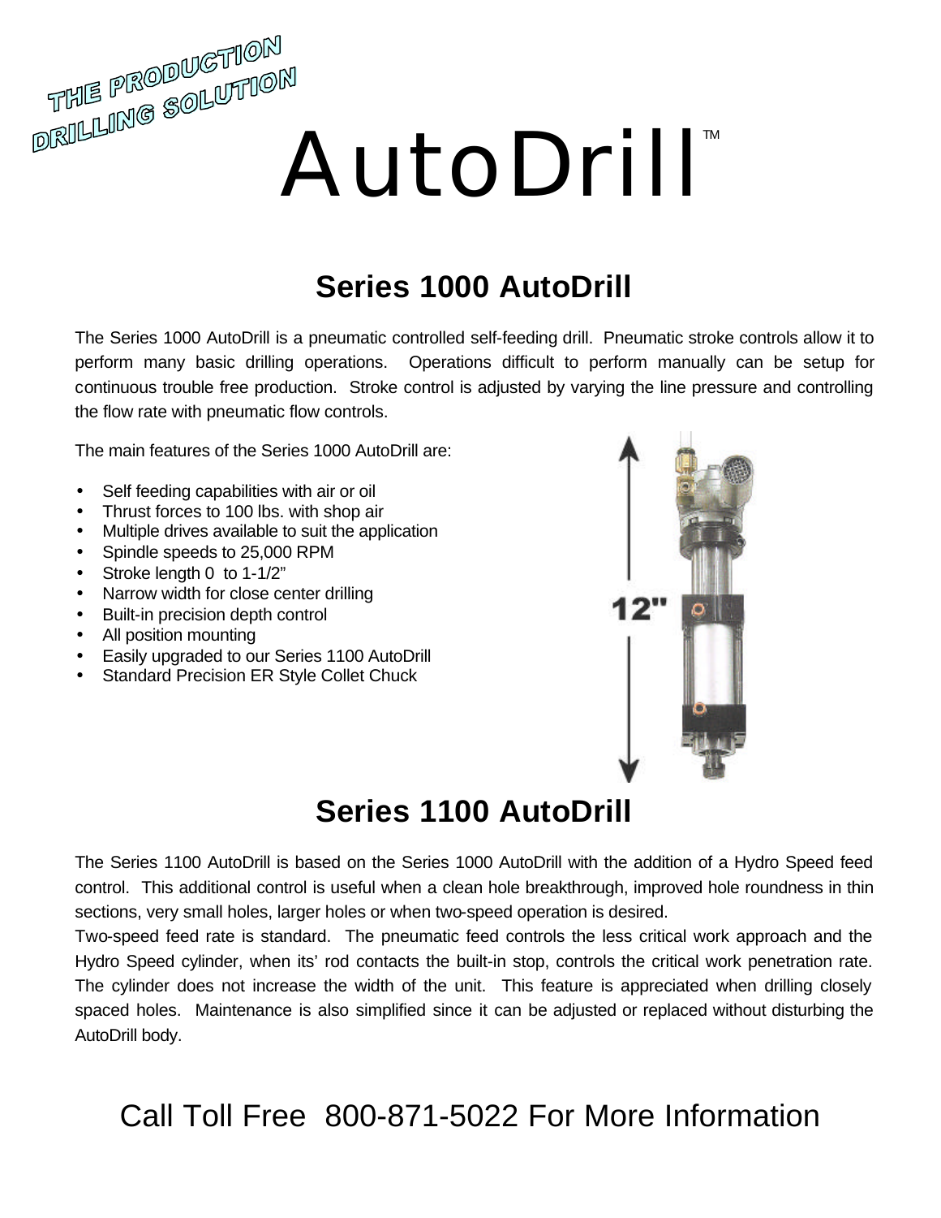THE PRODUCTION DRILLING SOLUTION

# AutoDrill™

## Series 1000 AutoDrill

The Series 1000 AutoDrill is a pneumatic controlled self-feeding drill. Pneumatic stroke controls allow it to perform many basic drilling operations. Operations difficult to perform manually can be setup for continuous trouble free production. Stroke control is adjusted by varying the line pressure and controlling the flow rate with pneumatic flow controls.

The main features of the Series 1000 AutoDrill are:

- Self feeding capabilities with air or oil
- Thrust forces to 100 lbs. with shop air
- Multiple drives available to suit the application
- Spindle speeds to 25,000 RPM
- Stroke length 0 to 1-1/2"
- Narrow width for close center drilling
- Built-in precision depth control
- All position mounting
- Easily upgraded to our Series 1100 AutoDrill
- Standard Precision ER Style Collet Chuck

12"

## Series 1100 AutoDrill

The Series 1100 AutoDrill is based on the Series 1000 AutoDrill with the addition of a Hydro Speed feed control. This additional control is useful when a clean hole breakthrough, improved hole roundness in thin sections, very small holes, larger holes or when two-speed operation is desired.

Two-speed feed rate is standard. The pneumatic feed controls the less critical work approach and the Hydro Speed cylinder, when its' rod contacts the built-in stop, controls the critical work penetration rate. The cylinder does not increase the width of the unit. This feature is appreciated when drilling closely spaced holes. Maintenance is also simplified since it can be adjusted or replaced without disturbing the AutoDrill body.

Call Toll Free 800-871-5022 For More Information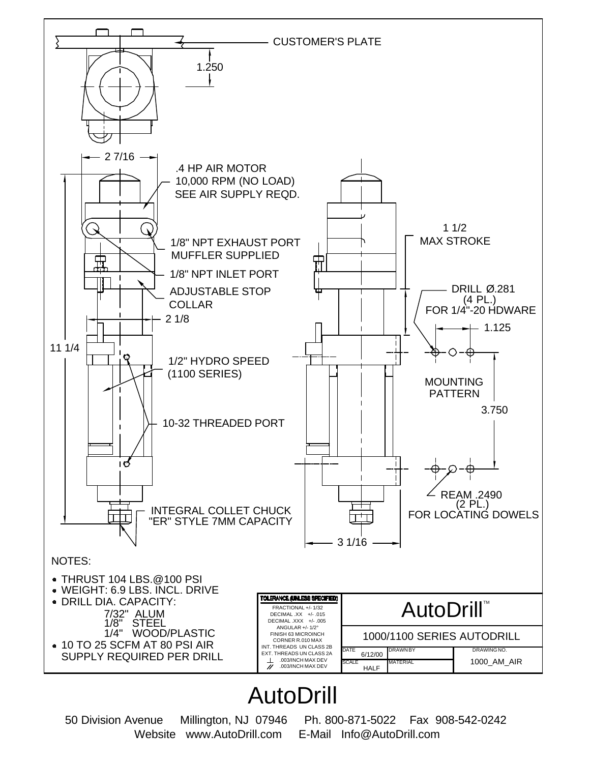CUSTOMER'S PLATE

1.250

2 7/16

.4 HP AIR MOTOR
10,000 RPM (NO LOAD)
SEE AIR SUPPLY REQD.

1/8" NPT EXHAUST PORT
MUFFLER SUPPLIED

1/8" NPT INLET PORT

ADJUSTABLE STOP
COLLAR

2 1/8

11 1/4

1/2" HYDRO SPEED
(1100 SERIES)

10-32 THREADED PORT

INTEGRAL COLLET CHUCK
"ER" STYLE 7MM CAPACITY

1 1/2
MAX STROKE

DRILL Ø.281
(4 PL.)
FOR 1/4"-20 HDWARE

1.125

MOUNTING
PATTERN

3.750

REAM .2490
(2 PL.)
FOR LOCATING DOWELS

3 1/16

NOTES:

- THRUST 104 LBS.@100 PSI
- WEIGHT: 6.9 LBS. INCL. DRIVE
- DRILL DIA. CAPACITY:
  - 7/32" ALUM
  - 1/8" STEEL
  - 1/4" WOOD/PLASTIC
- 10 TO 25 SCFM AT 80 PSI AIR SUPPLY REQUIRED PER DRILL

TOLERANCE (UNLESS SPECIFIED)
FRACTIONAL +/- 1/32
DECIMAL .XX +/- .015
DECIMAL .XXX +/- .005
ANGULAR +/- 1/2°
FINISH 63 MICROINCH
CORNER R.010 MAX
INT. THREADS UN CLASS 2B
EXT. THREADS UN CLASS 2A
⊥ .003/INCH MAX DEV
// .003/INCH MAX DEV

AutoDrill™

1000/1100 SERIES AUTODRILL

| DATE | DRAWN BY | DRAWING NO. |
| --- | --- | --- |
| 6/12/00 | | |
| SCALE | MATERIAL | 1000_AM_AIR |
| HALF | | |

# AutoDrill

50 Division Avenue Millington, NJ 07946 Ph. 800-871-5022 Fax 908-542-0242
Website www.AutoDrill.com E-Mail Info@AutoDrill.com